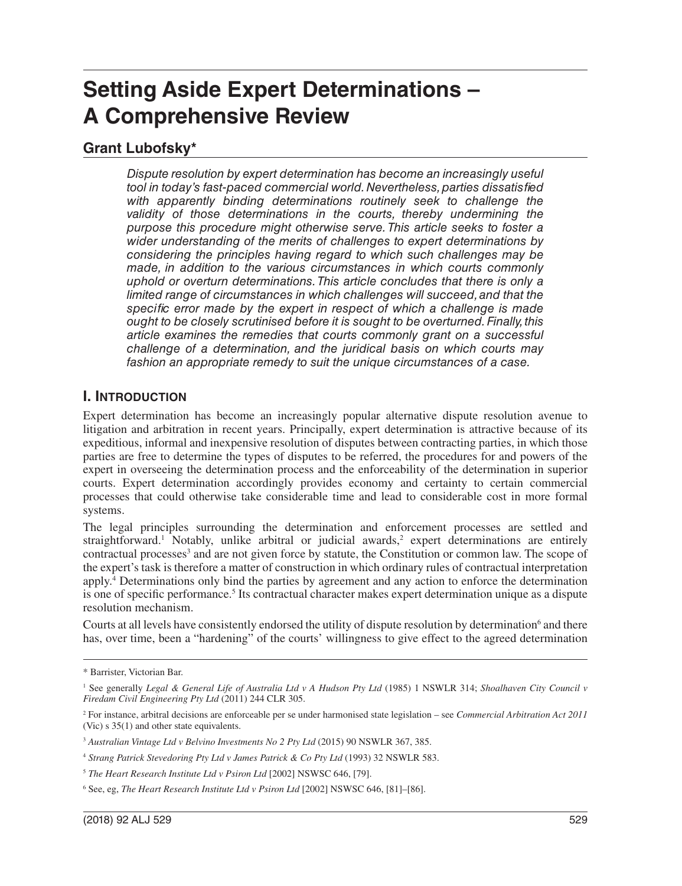# Setting Aside Expert Determinations – A Comprehensive Review

## Grant Lubofsky*

*Dispute resolution by expert determination has become an increasingly useful tool in today's fast-paced commercial world. Nevertheless, parties dissatisfied with apparently binding determinations routinely seek to challenge the validity of those determinations in the courts, thereby undermining the purpose this procedure might otherwise serve. This article seeks to foster a wider understanding of the merits of challenges to expert determinations by considering the principles having regard to which such challenges may be made, in addition to the various circumstances in which courts commonly uphold or overturn determinations. This article concludes that there is only a limited range of circumstances in which challenges will succeed, and that the specific error made by the expert in respect of which a challenge is made ought to be closely scrutinised before it is sought to be overturned. Finally, this article examines the remedies that courts commonly grant on a successful challenge of a determination, and the juridical basis on which courts may fashion an appropriate remedy to suit the unique circumstances of a case.*

## I. Introduction

Expert determination has become an increasingly popular alternative dispute resolution avenue to litigation and arbitration in recent years. Principally, expert determination is attractive because of its expeditious, informal and inexpensive resolution of disputes between contracting parties, in which those parties are free to determine the types of disputes to be referred, the procedures for and powers of the expert in overseeing the determination process and the enforceability of the determination in superior courts. Expert determination accordingly provides economy and certainty to certain commercial processes that could otherwise take considerable time and lead to considerable cost in more formal systems.

The legal principles surrounding the determination and enforcement processes are settled and straightforward.[1] Notably, unlike arbitral or judicial awards,[2] expert determinations are entirely contractual processes[3] and are not given force by statute, the Constitution or common law. The scope of the expert's task is therefore a matter of construction in which ordinary rules of contractual interpretation apply.[4] Determinations only bind the parties by agreement and any action to enforce the determination is one of specific performance.[5] Its contractual character makes expert determination unique as a dispute resolution mechanism.

Courts at all levels have consistently endorsed the utility of dispute resolution by determination[6] and there has, over time, been a "hardening" of the courts' willingness to give effect to the agreed determination

---

\* Barrister, Victorian Bar.

[1] See generally *Legal & General Life of Australia Ltd v A Hudson Pty Ltd* (1985) 1 NSWLR 314; *Shoalhaven City Council v Firedam Civil Engineering Pty Ltd* (2011) 244 CLR 305.

[2] For instance, arbitral decisions are enforceable per se under harmonised state legislation – see *Commercial Arbitration Act 2011* (Vic) s 35(1) and other state equivalents.

[3] *Australian Vintage Ltd v Belvino Investments No 2 Pty Ltd* (2015) 90 NSWLR 367, 385.

[4] *Strang Patrick Stevedoring Pty Ltd v James Patrick & Co Pty Ltd* (1993) 32 NSWLR 583.

[5] *The Heart Research Institute Ltd v Psiron Ltd* [2002] NSWSC 646, [79].

[6] See, eg, *The Heart Research Institute Ltd v Psiron Ltd* [2002] NSWSC 646, [81]–[86].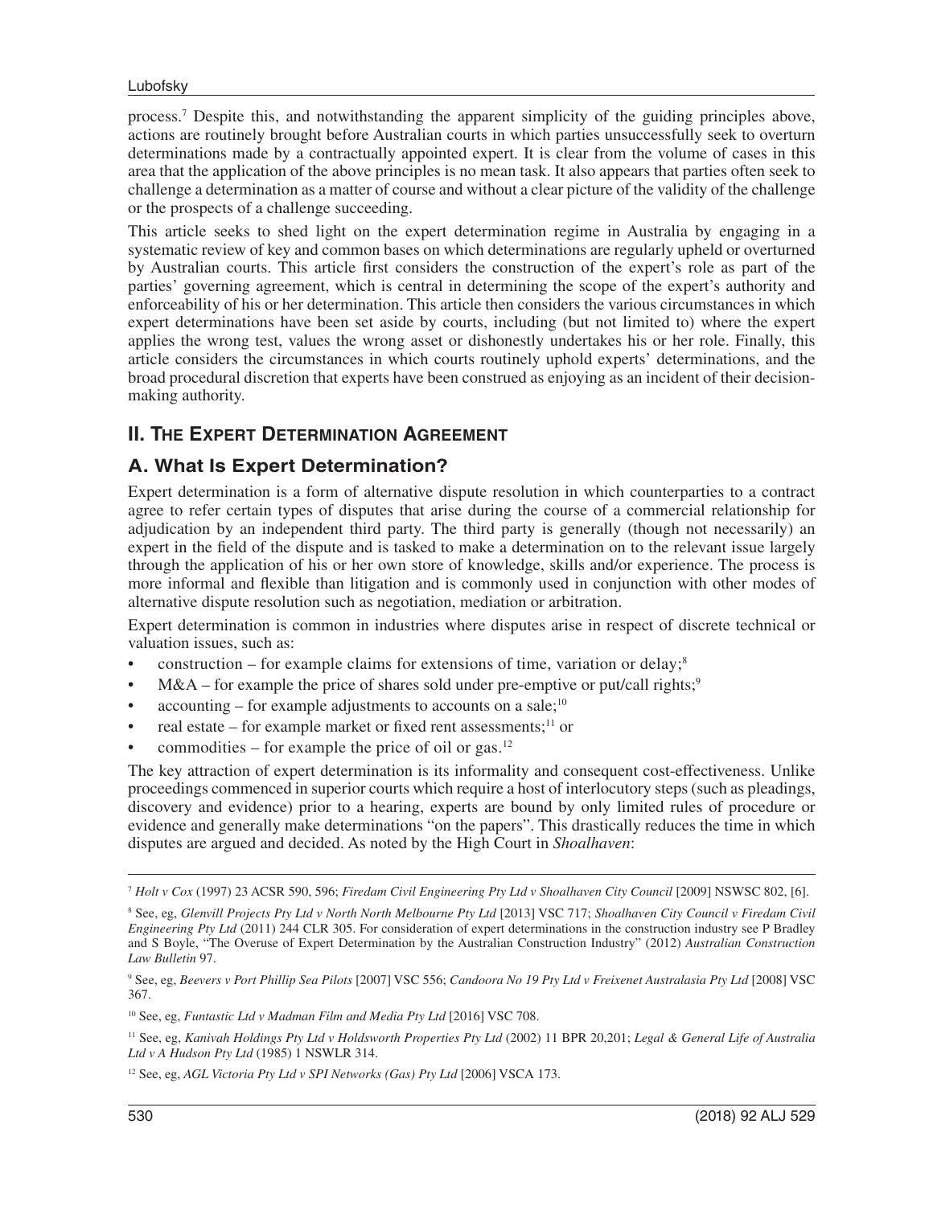process.[7] Despite this, and notwithstanding the apparent simplicity of the guiding principles above, actions are routinely brought before Australian courts in which parties unsuccessfully seek to overturn determinations made by a contractually appointed expert. It is clear from the volume of cases in this area that the application of the above principles is no mean task. It also appears that parties often seek to challenge a determination as a matter of course and without a clear picture of the validity of the challenge or the prospects of a challenge succeeding.

This article seeks to shed light on the expert determination regime in Australia by engaging in a systematic review of key and common bases on which determinations are regularly upheld or overturned by Australian courts. This article first considers the construction of the expert's role as part of the parties' governing agreement, which is central in determining the scope of the expert's authority and enforceability of his or her determination. This article then considers the various circumstances in which expert determinations have been set aside by courts, including (but not limited to) where the expert applies the wrong test, values the wrong asset or dishonestly undertakes his or her role. Finally, this article considers the circumstances in which courts routinely uphold experts' determinations, and the broad procedural discretion that experts have been construed as enjoying as an incident of their decision-making authority.

## II. The Expert Determination Agreement

### A. What Is Expert Determination?

Expert determination is a form of alternative dispute resolution in which counterparties to a contract agree to refer certain types of disputes that arise during the course of a commercial relationship for adjudication by an independent third party. The third party is generally (though not necessarily) an expert in the field of the dispute and is tasked to make a determination on to the relevant issue largely through the application of his or her own store of knowledge, skills and/or experience. The process is more informal and flexible than litigation and is commonly used in conjunction with other modes of alternative dispute resolution such as negotiation, mediation or arbitration.

Expert determination is common in industries where disputes arise in respect of discrete technical or valuation issues, such as:

- construction – for example claims for extensions of time, variation or delay;[8]
- M&A – for example the price of shares sold under pre-emptive or put/call rights;[9]
- accounting – for example adjustments to accounts on a sale;[10]
- real estate – for example market or fixed rent assessments;[11] or
- commodities – for example the price of oil or gas.[12]

The key attraction of expert determination is its informality and consequent cost-effectiveness. Unlike proceedings commenced in superior courts which require a host of interlocutory steps (such as pleadings, discovery and evidence) prior to a hearing, experts are bound by only limited rules of procedure or evidence and generally make determinations "on the papers". This drastically reduces the time in which disputes are argued and decided. As noted by the High Court in *Shoalhaven*:

---

[7] *Holt v Cox* (1997) 23 ACSR 590, 596; *Firedam Civil Engineering Pty Ltd v Shoalhaven City Council* [2009] NSWSC 802, [6].

[8] See, eg, *Glenvill Projects Pty Ltd v North North Melbourne Pty Ltd* [2013] VSC 717; *Shoalhaven City Council v Firedam Civil Engineering Pty Ltd* (2011) 244 CLR 305. For consideration of expert determinations in the construction industry see P Bradley and S Boyle, "The Overuse of Expert Determination by the Australian Construction Industry" (2012) *Australian Construction Law Bulletin* 97.

[9] See, eg, *Beevers v Port Phillip Sea Pilots* [2007] VSC 556; *Candoora No 19 Pty Ltd v Freixenet Australasia Pty Ltd* [2008] VSC 367.

[10] See, eg, *Funtastic Ltd v Madman Film and Media Pty Ltd* [2016] VSC 708.

[11] See, eg, *Kanivah Holdings Pty Ltd v Holdsworth Properties Pty Ltd* (2002) 11 BPR 20,201; *Legal & General Life of Australia Ltd v A Hudson Pty Ltd* (1985) 1 NSWLR 314.

[12] See, eg, *AGL Victoria Pty Ltd v SPI Networks (Gas) Pty Ltd* [2006] VSCA 173.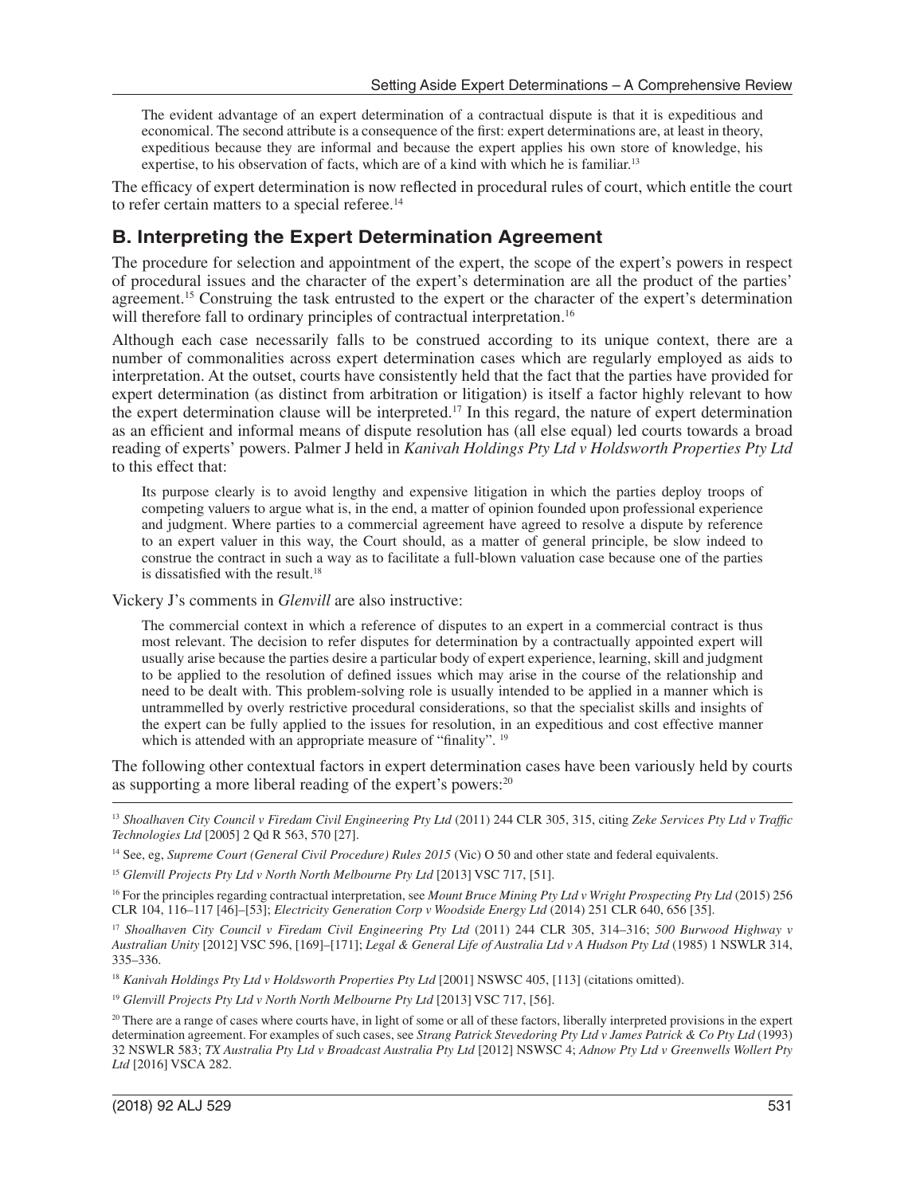> The evident advantage of an expert determination of a contractual dispute is that it is expeditious and economical. The second attribute is a consequence of the first: expert determinations are, at least in theory, expeditious because they are informal and because the expert applies his own store of knowledge, his expertise, to his observation of facts, which are of a kind with which he is familiar.[13]

The efficacy of expert determination is now reflected in procedural rules of court, which entitle the court to refer certain matters to a special referee.[14]

## B. Interpreting the Expert Determination Agreement

The procedure for selection and appointment of the expert, the scope of the expert's powers in respect of procedural issues and the character of the expert's determination are all the product of the parties' agreement.[15] Construing the task entrusted to the expert or the character of the expert's determination will therefore fall to ordinary principles of contractual interpretation.[16]

Although each case necessarily falls to be construed according to its unique context, there are a number of commonalities across expert determination cases which are regularly employed as aids to interpretation. At the outset, courts have consistently held that the fact that the parties have provided for expert determination (as distinct from arbitration or litigation) is itself a factor highly relevant to how the expert determination clause will be interpreted.[17] In this regard, the nature of expert determination as an efficient and informal means of dispute resolution has (all else equal) led courts towards a broad reading of experts' powers. Palmer J held in *Kanivah Holdings Pty Ltd v Holdsworth Properties Pty Ltd* to this effect that:

> Its purpose clearly is to avoid lengthy and expensive litigation in which the parties deploy troops of competing valuers to argue what is, in the end, a matter of opinion founded upon professional experience and judgment. Where parties to a commercial agreement have agreed to resolve a dispute by reference to an expert valuer in this way, the Court should, as a matter of general principle, be slow indeed to construe the contract in such a way as to facilitate a full-blown valuation case because one of the parties is dissatisfied with the result.[18]

Vickery J's comments in *Glenvill* are also instructive:

> The commercial context in which a reference of disputes to an expert in a commercial contract is thus most relevant. The decision to refer disputes for determination by a contractually appointed expert will usually arise because the parties desire a particular body of expert experience, learning, skill and judgment to be applied to the resolution of defined issues which may arise in the course of the relationship and need to be dealt with. This problem-solving role is usually intended to be applied in a manner which is untrammelled by overly restrictive procedural considerations, so that the specialist skills and insights of the expert can be fully applied to the issues for resolution, in an expeditious and cost effective manner which is attended with an appropriate measure of "finality". [19]

The following other contextual factors in expert determination cases have been variously held by courts as supporting a more liberal reading of the expert's powers:[20]

---

[13] *Shoalhaven City Council v Firedam Civil Engineering Pty Ltd* (2011) 244 CLR 305, 315, citing *Zeke Services Pty Ltd v Traffic Technologies Ltd* [2005] 2 Qd R 563, 570 [27].

[14] See, eg, *Supreme Court (General Civil Procedure) Rules 2015* (Vic) O 50 and other state and federal equivalents.

[15] *Glenvill Projects Pty Ltd v North North Melbourne Pty Ltd* [2013] VSC 717, [51].

[16] For the principles regarding contractual interpretation, see *Mount Bruce Mining Pty Ltd v Wright Prospecting Pty Ltd* (2015) 256 CLR 104, 116–117 [46]–[53]; *Electricity Generation Corp v Woodside Energy Ltd* (2014) 251 CLR 640, 656 [35].

[17] *Shoalhaven City Council v Firedam Civil Engineering Pty Ltd* (2011) 244 CLR 305, 314–316; *500 Burwood Highway v Australian Unity* [2012] VSC 596, [169]–[171]; *Legal & General Life of Australia Ltd v A Hudson Pty Ltd* (1985) 1 NSWLR 314, 335–336.

[18] *Kanivah Holdings Pty Ltd v Holdsworth Properties Pty Ltd* [2001] NSWSC 405, [113] (citations omitted).

[19] *Glenvill Projects Pty Ltd v North North Melbourne Pty Ltd* [2013] VSC 717, [56].

[20] There are a range of cases where courts have, in light of some or all of these factors, liberally interpreted provisions in the expert determination agreement. For examples of such cases, see *Strang Patrick Stevedoring Pty Ltd v James Patrick & Co Pty Ltd* (1993) 32 NSWLR 583; *TX Australia Pty Ltd v Broadcast Australia Pty Ltd* [2012] NSWSC 4; *Adnow Pty Ltd v Greenwells Wollert Pty Ltd* [2016] VSCA 282.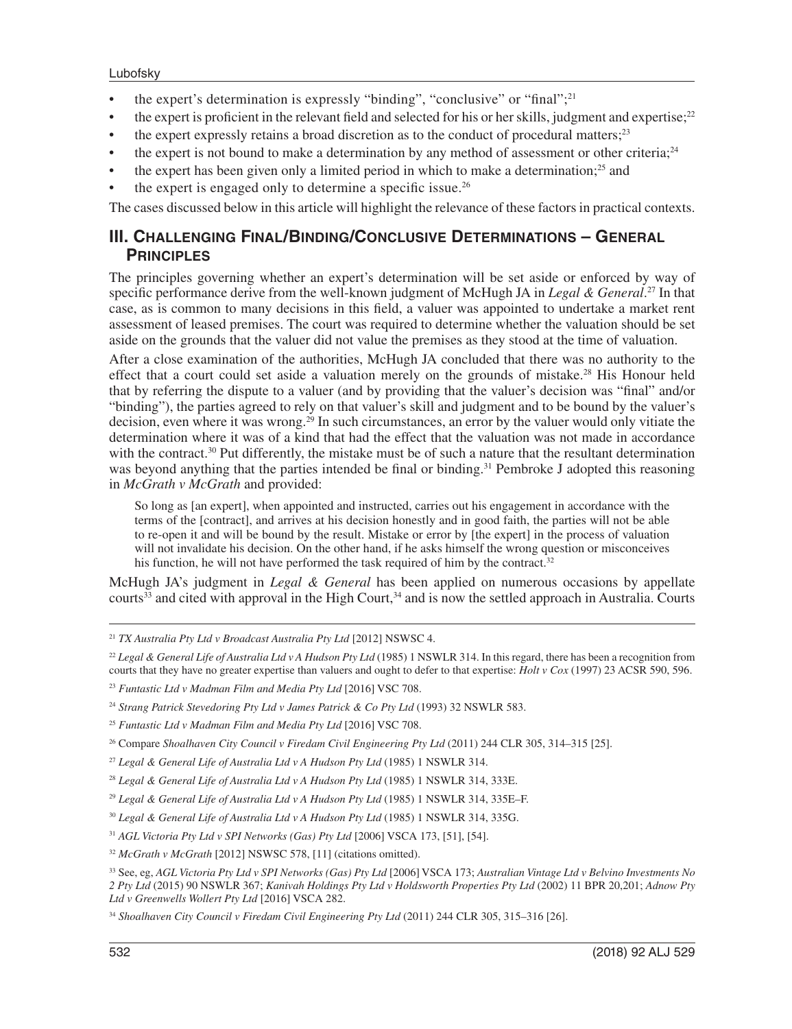- the expert's determination is expressly "binding", "conclusive" or "final";[21]
- the expert is proficient in the relevant field and selected for his or her skills, judgment and expertise;[22]
- the expert expressly retains a broad discretion as to the conduct of procedural matters;[23]
- the expert is not bound to make a determination by any method of assessment or other criteria;[24]
- the expert has been given only a limited period in which to make a determination;[25] and
- the expert is engaged only to determine a specific issue.[26]

The cases discussed below in this article will highlight the relevance of these factors in practical contexts.

## III. Challenging Final/Binding/Conclusive Determinations – General Principles

The principles governing whether an expert's determination will be set aside or enforced by way of specific performance derive from the well-known judgment of McHugh JA in *Legal & General*.[27] In that case, as is common to many decisions in this field, a valuer was appointed to undertake a market rent assessment of leased premises. The court was required to determine whether the valuation should be set aside on the grounds that the valuer did not value the premises as they stood at the time of valuation.

After a close examination of the authorities, McHugh JA concluded that there was no authority to the effect that a court could set aside a valuation merely on the grounds of mistake.[28] His Honour held that by referring the dispute to a valuer (and by providing that the valuer's decision was "final" and/or "binding"), the parties agreed to rely on that valuer's skill and judgment and to be bound by the valuer's decision, even where it was wrong.[29] In such circumstances, an error by the valuer would only vitiate the determination where it was of a kind that had the effect that the valuation was not made in accordance with the contract.[30] Put differently, the mistake must be of such a nature that the resultant determination was beyond anything that the parties intended be final or binding.[31] Pembroke J adopted this reasoning in *McGrath v McGrath* and provided:

> So long as [an expert], when appointed and instructed, carries out his engagement in accordance with the terms of the [contract], and arrives at his decision honestly and in good faith, the parties will not be able to re-open it and will be bound by the result. Mistake or error by [the expert] in the process of valuation will not invalidate his decision. On the other hand, if he asks himself the wrong question or misconceives his function, he will not have performed the task required of him by the contract.[32]

McHugh JA's judgment in *Legal & General* has been applied on numerous occasions by appellate courts[33] and cited with approval in the High Court,[34] and is now the settled approach in Australia. Courts

---

[21] *TX Australia Pty Ltd v Broadcast Australia Pty Ltd* [2012] NSWSC 4.

[22] *Legal & General Life of Australia Ltd v A Hudson Pty Ltd* (1985) 1 NSWLR 314. In this regard, there has been a recognition from courts that they have no greater expertise than valuers and ought to defer to that expertise: *Holt v Cox* (1997) 23 ACSR 590, 596.

[23] *Funtastic Ltd v Madman Film and Media Pty Ltd* [2016] VSC 708.

[24] *Strang Patrick Stevedoring Pty Ltd v James Patrick & Co Pty Ltd* (1993) 32 NSWLR 583.

[25] *Funtastic Ltd v Madman Film and Media Pty Ltd* [2016] VSC 708.

[26] Compare *Shoalhaven City Council v Firedam Civil Engineering Pty Ltd* (2011) 244 CLR 305, 314–315 [25].

[27] *Legal & General Life of Australia Ltd v A Hudson Pty Ltd* (1985) 1 NSWLR 314.

[28] *Legal & General Life of Australia Ltd v A Hudson Pty Ltd* (1985) 1 NSWLR 314, 333E.

[29] *Legal & General Life of Australia Ltd v A Hudson Pty Ltd* (1985) 1 NSWLR 314, 335E–F.

[30] *Legal & General Life of Australia Ltd v A Hudson Pty Ltd* (1985) 1 NSWLR 314, 335G.

[31] *AGL Victoria Pty Ltd v SPI Networks (Gas) Pty Ltd* [2006] VSCA 173, [51], [54].

[32] *McGrath v McGrath* [2012] NSWSC 578, [11] (citations omitted).

[33] See, eg, *AGL Victoria Pty Ltd v SPI Networks (Gas) Pty Ltd* [2006] VSCA 173; *Australian Vintage Ltd v Belvino Investments No 2 Pty Ltd* (2015) 90 NSWLR 367; *Kanivah Holdings Pty Ltd v Holdsworth Properties Pty Ltd* (2002) 11 BPR 20,201; *Adnow Pty Ltd v Greenwells Wollert Pty Ltd* [2016] VSCA 282.

[34] *Shoalhaven City Council v Firedam Civil Engineering Pty Ltd* (2011) 244 CLR 305, 315–316 [26].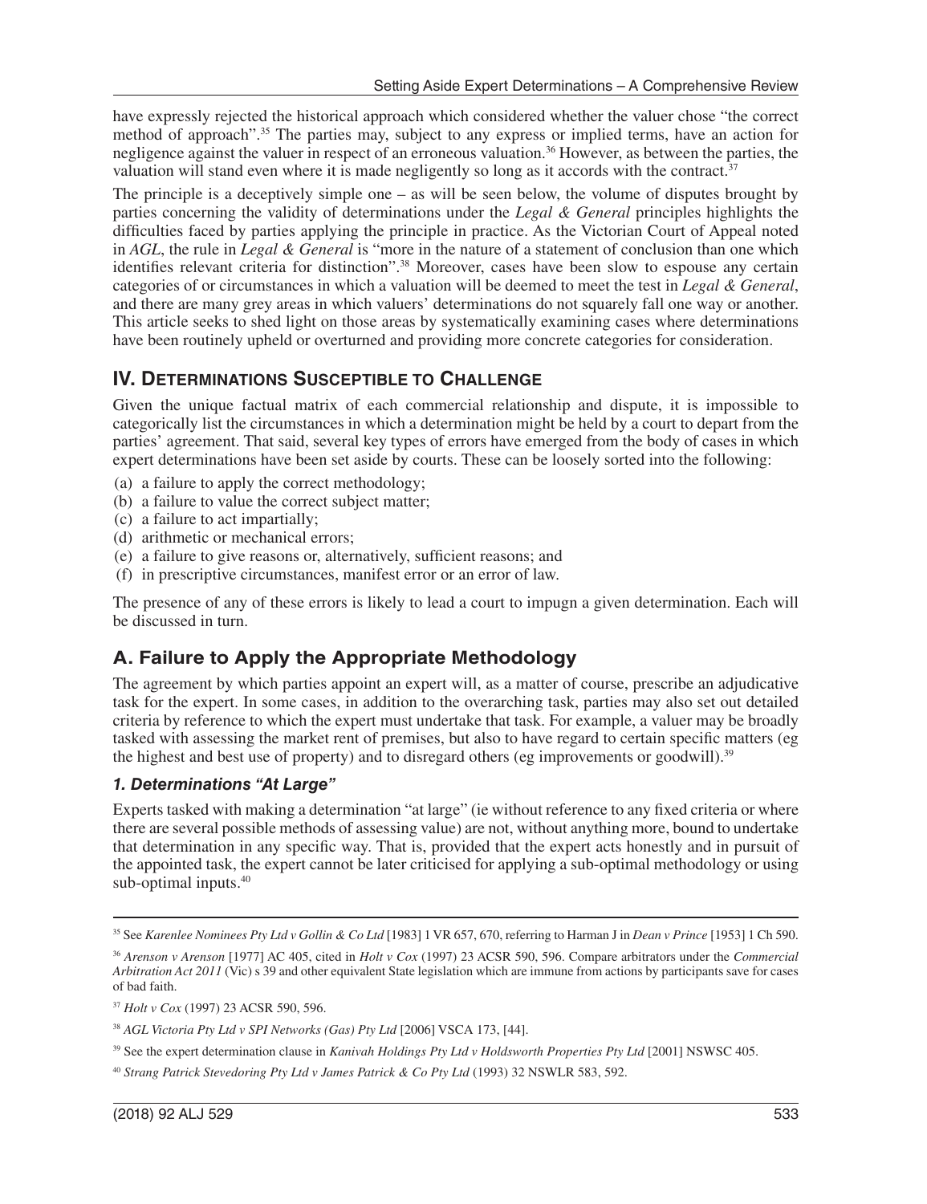have expressly rejected the historical approach which considered whether the valuer chose "the correct method of approach".[35] The parties may, subject to any express or implied terms, have an action for negligence against the valuer in respect of an erroneous valuation.[36] However, as between the parties, the valuation will stand even where it is made negligently so long as it accords with the contract.[37]

The principle is a deceptively simple one – as will be seen below, the volume of disputes brought by parties concerning the validity of determinations under the *Legal & General* principles highlights the difficulties faced by parties applying the principle in practice. As the Victorian Court of Appeal noted in *AGL*, the rule in *Legal & General* is "more in the nature of a statement of conclusion than one which identifies relevant criteria for distinction".[38] Moreover, cases have been slow to espouse any certain categories of or circumstances in which a valuation will be deemed to meet the test in *Legal & General*, and there are many grey areas in which valuers' determinations do not squarely fall one way or another. This article seeks to shed light on those areas by systematically examining cases where determinations have been routinely upheld or overturned and providing more concrete categories for consideration.

## IV. Determinations Susceptible to Challenge

Given the unique factual matrix of each commercial relationship and dispute, it is impossible to categorically list the circumstances in which a determination might be held by a court to depart from the parties' agreement. That said, several key types of errors have emerged from the body of cases in which expert determinations have been set aside by courts. These can be loosely sorted into the following:

(a) a failure to apply the correct methodology;
(b) a failure to value the correct subject matter;
(c) a failure to act impartially;
(d) arithmetic or mechanical errors;
(e) a failure to give reasons or, alternatively, sufficient reasons; and
(f) in prescriptive circumstances, manifest error or an error of law.

The presence of any of these errors is likely to lead a court to impugn a given determination. Each will be discussed in turn.

## A. Failure to Apply the Appropriate Methodology

The agreement by which parties appoint an expert will, as a matter of course, prescribe an adjudicative task for the expert. In some cases, in addition to the overarching task, parties may also set out detailed criteria by reference to which the expert must undertake that task. For example, a valuer may be broadly tasked with assessing the market rent of premises, but also to have regard to certain specific matters (eg the highest and best use of property) and to disregard others (eg improvements or goodwill).[39]

### *1. Determinations "At Large"*

Experts tasked with making a determination "at large" (ie without reference to any fixed criteria or where there are several possible methods of assessing value) are not, without anything more, bound to undertake that determination in any specific way. That is, provided that the expert acts honestly and in pursuit of the appointed task, the expert cannot be later criticised for applying a sub-optimal methodology or using sub-optimal inputs.[40]

---

[35] See *Karenlee Nominees Pty Ltd v Gollin & Co Ltd* [1983] 1 VR 657, 670, referring to Harman J in *Dean v Prince* [1953] 1 Ch 590.

[36] *Arenson v Arenson* [1977] AC 405, cited in *Holt v Cox* (1997) 23 ACSR 590, 596. Compare arbitrators under the *Commercial Arbitration Act 2011* (Vic) s 39 and other equivalent State legislation which are immune from actions by participants save for cases of bad faith.

[37] *Holt v Cox* (1997) 23 ACSR 590, 596.

[38] *AGL Victoria Pty Ltd v SPI Networks (Gas) Pty Ltd* [2006] VSCA 173, [44].

[39] See the expert determination clause in *Kanivah Holdings Pty Ltd v Holdsworth Properties Pty Ltd* [2001] NSWSC 405.

[40] *Strang Patrick Stevedoring Pty Ltd v James Patrick & Co Pty Ltd* (1993) 32 NSWLR 583, 592.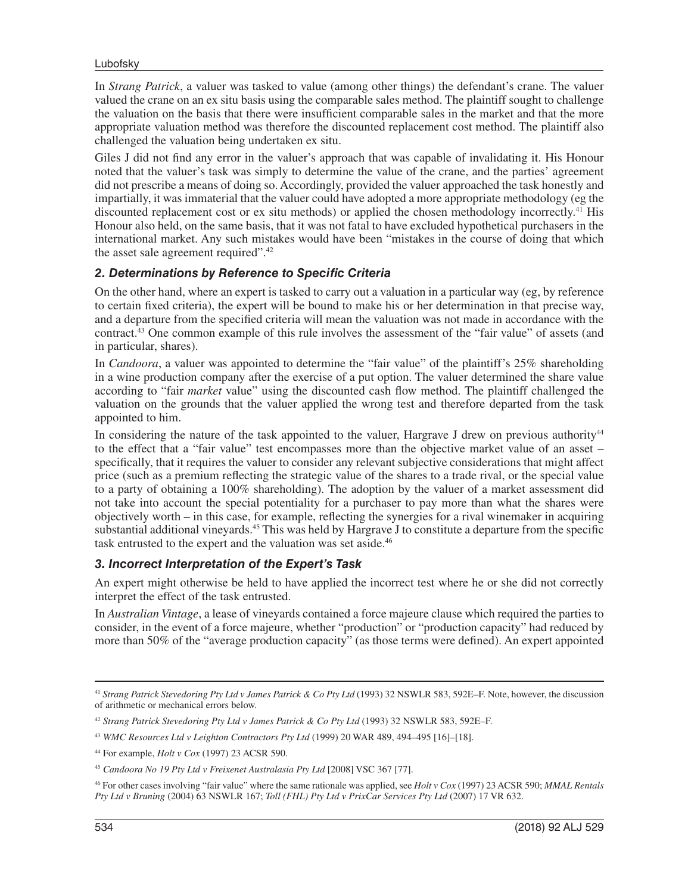In *Strang Patrick*, a valuer was tasked to value (among other things) the defendant's crane. The valuer valued the crane on an ex situ basis using the comparable sales method. The plaintiff sought to challenge the valuation on the basis that there were insufficient comparable sales in the market and that the more appropriate valuation method was therefore the discounted replacement cost method. The plaintiff also challenged the valuation being undertaken ex situ.

Giles J did not find any error in the valuer's approach that was capable of invalidating it. His Honour noted that the valuer's task was simply to determine the value of the crane, and the parties' agreement did not prescribe a means of doing so. Accordingly, provided the valuer approached the task honestly and impartially, it was immaterial that the valuer could have adopted a more appropriate methodology (eg the discounted replacement cost or ex situ methods) or applied the chosen methodology incorrectly.[41] His Honour also held, on the same basis, that it was not fatal to have excluded hypothetical purchasers in the international market. Any such mistakes would have been "mistakes in the course of doing that which the asset sale agreement required".[42]

### *2. Determinations by Reference to Specific Criteria*

On the other hand, where an expert is tasked to carry out a valuation in a particular way (eg, by reference to certain fixed criteria), the expert will be bound to make his or her determination in that precise way, and a departure from the specified criteria will mean the valuation was not made in accordance with the contract.[43] One common example of this rule involves the assessment of the "fair value" of assets (and in particular, shares).

In *Candoora*, a valuer was appointed to determine the "fair value" of the plaintiff's 25% shareholding in a wine production company after the exercise of a put option. The valuer determined the share value according to "fair *market* value" using the discounted cash flow method. The plaintiff challenged the valuation on the grounds that the valuer applied the wrong test and therefore departed from the task appointed to him.

In considering the nature of the task appointed to the valuer, Hargrave J drew on previous authority[44] to the effect that a "fair value" test encompasses more than the objective market value of an asset – specifically, that it requires the valuer to consider any relevant subjective considerations that might affect price (such as a premium reflecting the strategic value of the shares to a trade rival, or the special value to a party of obtaining a 100% shareholding). The adoption by the valuer of a market assessment did not take into account the special potentiality for a purchaser to pay more than what the shares were objectively worth – in this case, for example, reflecting the synergies for a rival winemaker in acquiring substantial additional vineyards.[45] This was held by Hargrave J to constitute a departure from the specific task entrusted to the expert and the valuation was set aside.[46]

### *3. Incorrect Interpretation of the Expert's Task*

An expert might otherwise be held to have applied the incorrect test where he or she did not correctly interpret the effect of the task entrusted.

In *Australian Vintage*, a lease of vineyards contained a force majeure clause which required the parties to consider, in the event of a force majeure, whether "production" or "production capacity" had reduced by more than 50% of the "average production capacity" (as those terms were defined). An expert appointed

---

[41] *Strang Patrick Stevedoring Pty Ltd v James Patrick & Co Pty Ltd* (1993) 32 NSWLR 583, 592E–F. Note, however, the discussion of arithmetic or mechanical errors below.

[42] *Strang Patrick Stevedoring Pty Ltd v James Patrick & Co Pty Ltd* (1993) 32 NSWLR 583, 592E–F.

[43] *WMC Resources Ltd v Leighton Contractors Pty Ltd* (1999) 20 WAR 489, 494–495 [16]–[18].

[44] For example, *Holt v Cox* (1997) 23 ACSR 590.

[45] *Candoora No 19 Pty Ltd v Freixenet Australasia Pty Ltd* [2008] VSC 367 [77].

[46] For other cases involving "fair value" where the same rationale was applied, see *Holt v Cox* (1997) 23 ACSR 590; *MMAL Rentals Pty Ltd v Bruning* (2004) 63 NSWLR 167; *Toll (FHL) Pty Ltd v PrixCar Services Pty Ltd* (2007) 17 VR 632.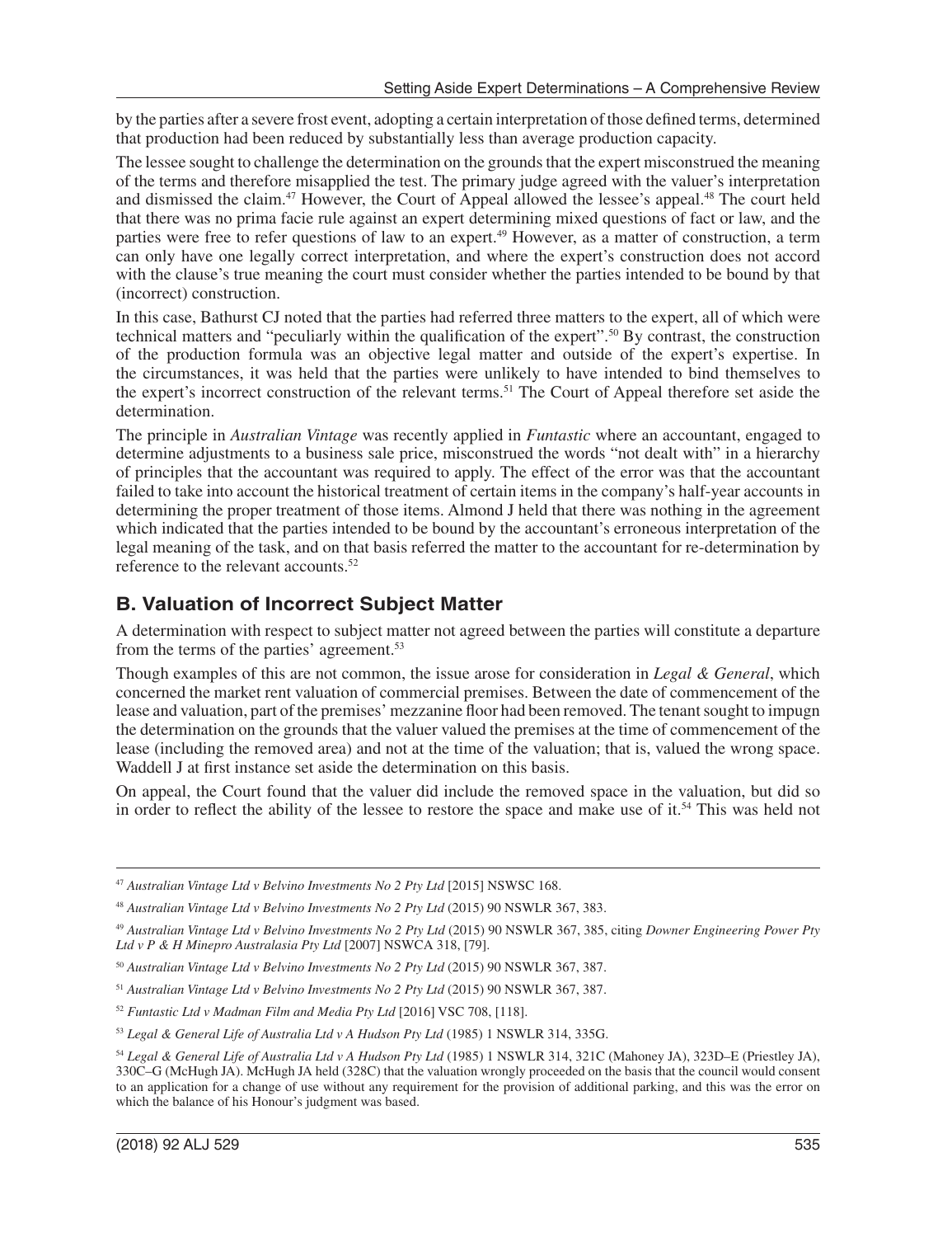by the parties after a severe frost event, adopting a certain interpretation of those defined terms, determined that production had been reduced by substantially less than average production capacity.

The lessee sought to challenge the determination on the grounds that the expert misconstrued the meaning of the terms and therefore misapplied the test. The primary judge agreed with the valuer's interpretation and dismissed the claim.[47] However, the Court of Appeal allowed the lessee's appeal.[48] The court held that there was no prima facie rule against an expert determining mixed questions of fact or law, and the parties were free to refer questions of law to an expert.[49] However, as a matter of construction, a term can only have one legally correct interpretation, and where the expert's construction does not accord with the clause's true meaning the court must consider whether the parties intended to be bound by that (incorrect) construction.

In this case, Bathurst CJ noted that the parties had referred three matters to the expert, all of which were technical matters and "peculiarly within the qualification of the expert".[50] By contrast, the construction of the production formula was an objective legal matter and outside of the expert's expertise. In the circumstances, it was held that the parties were unlikely to have intended to bind themselves to the expert's incorrect construction of the relevant terms.[51] The Court of Appeal therefore set aside the determination.

The principle in *Australian Vintage* was recently applied in *Funtastic* where an accountant, engaged to determine adjustments to a business sale price, misconstrued the words "not dealt with" in a hierarchy of principles that the accountant was required to apply. The effect of the error was that the accountant failed to take into account the historical treatment of certain items in the company's half-year accounts in determining the proper treatment of those items. Almond J held that there was nothing in the agreement which indicated that the parties intended to be bound by the accountant's erroneous interpretation of the legal meaning of the task, and on that basis referred the matter to the accountant for re-determination by reference to the relevant accounts.[52]

## B. Valuation of Incorrect Subject Matter

A determination with respect to subject matter not agreed between the parties will constitute a departure from the terms of the parties' agreement.[53]

Though examples of this are not common, the issue arose for consideration in *Legal & General*, which concerned the market rent valuation of commercial premises. Between the date of commencement of the lease and valuation, part of the premises' mezzanine floor had been removed. The tenant sought to impugn the determination on the grounds that the valuer valued the premises at the time of commencement of the lease (including the removed area) and not at the time of the valuation; that is, valued the wrong space. Waddell J at first instance set aside the determination on this basis.

On appeal, the Court found that the valuer did include the removed space in the valuation, but did so in order to reflect the ability of the lessee to restore the space and make use of it.[54] This was held not

---

[47] *Australian Vintage Ltd v Belvino Investments No 2 Pty Ltd* [2015] NSWSC 168.

[48] *Australian Vintage Ltd v Belvino Investments No 2 Pty Ltd* (2015) 90 NSWLR 367, 383.

[49] *Australian Vintage Ltd v Belvino Investments No 2 Pty Ltd* (2015) 90 NSWLR 367, 385, citing *Downer Engineering Power Pty Ltd v P & H Minepro Australasia Pty Ltd* [2007] NSWCA 318, [79].

[50] *Australian Vintage Ltd v Belvino Investments No 2 Pty Ltd* (2015) 90 NSWLR 367, 387.

[51] *Australian Vintage Ltd v Belvino Investments No 2 Pty Ltd* (2015) 90 NSWLR 367, 387.

[52] *Funtastic Ltd v Madman Film and Media Pty Ltd* [2016] VSC 708, [118].

[53] *Legal & General Life of Australia Ltd v A Hudson Pty Ltd* (1985) 1 NSWLR 314, 335G.

[54] *Legal & General Life of Australia Ltd v A Hudson Pty Ltd* (1985) 1 NSWLR 314, 321C (Mahoney JA), 323D–E (Priestley JA), 330C–G (McHugh JA). McHugh JA held (328C) that the valuation wrongly proceeded on the basis that the council would consent to an application for a change of use without any requirement for the provision of additional parking, and this was the error on which the balance of his Honour's judgment was based.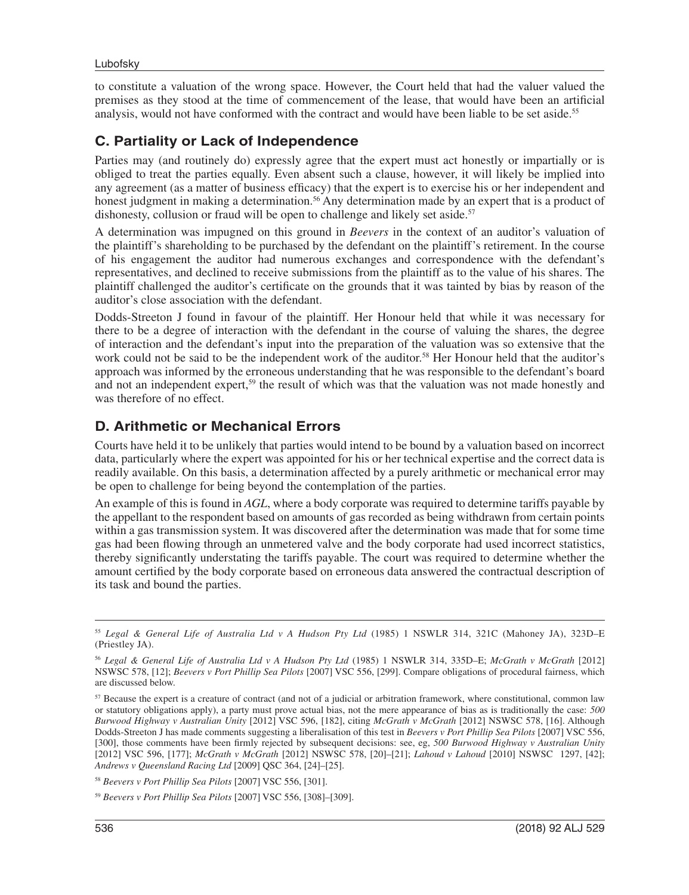to constitute a valuation of the wrong space. However, the Court held that had the valuer valued the premises as they stood at the time of commencement of the lease, that would have been an artificial analysis, would not have conformed with the contract and would have been liable to be set aside.[55]

## C. Partiality or Lack of Independence

Parties may (and routinely do) expressly agree that the expert must act honestly or impartially or is obliged to treat the parties equally. Even absent such a clause, however, it will likely be implied into any agreement (as a matter of business efficacy) that the expert is to exercise his or her independent and honest judgment in making a determination.[56] Any determination made by an expert that is a product of dishonesty, collusion or fraud will be open to challenge and likely set aside.[57]

A determination was impugned on this ground in *Beevers* in the context of an auditor's valuation of the plaintiff's shareholding to be purchased by the defendant on the plaintiff's retirement. In the course of his engagement the auditor had numerous exchanges and correspondence with the defendant's representatives, and declined to receive submissions from the plaintiff as to the value of his shares. The plaintiff challenged the auditor's certificate on the grounds that it was tainted by bias by reason of the auditor's close association with the defendant.

Dodds-Streeton J found in favour of the plaintiff. Her Honour held that while it was necessary for there to be a degree of interaction with the defendant in the course of valuing the shares, the degree of interaction and the defendant's input into the preparation of the valuation was so extensive that the work could not be said to be the independent work of the auditor.[58] Her Honour held that the auditor's approach was informed by the erroneous understanding that he was responsible to the defendant's board and not an independent expert,[59] the result of which was that the valuation was not made honestly and was therefore of no effect.

## D. Arithmetic or Mechanical Errors

Courts have held it to be unlikely that parties would intend to be bound by a valuation based on incorrect data, particularly where the expert was appointed for his or her technical expertise and the correct data is readily available. On this basis, a determination affected by a purely arithmetic or mechanical error may be open to challenge for being beyond the contemplation of the parties.

An example of this is found in *AGL*, where a body corporate was required to determine tariffs payable by the appellant to the respondent based on amounts of gas recorded as being withdrawn from certain points within a gas transmission system. It was discovered after the determination was made that for some time gas had been flowing through an unmetered valve and the body corporate had used incorrect statistics, thereby significantly understating the tariffs payable. The court was required to determine whether the amount certified by the body corporate based on erroneous data answered the contractual description of its task and bound the parties.

---

[55] *Legal & General Life of Australia Ltd v A Hudson Pty Ltd* (1985) 1 NSWLR 314, 321C (Mahoney JA), 323D–E (Priestley JA).

[56] *Legal & General Life of Australia Ltd v A Hudson Pty Ltd* (1985) 1 NSWLR 314, 335D–E; *McGrath v McGrath* [2012] NSWSC 578, [12]; *Beevers v Port Phillip Sea Pilots* [2007] VSC 556, [299]. Compare obligations of procedural fairness, which are discussed below.

[57] Because the expert is a creature of contract (and not of a judicial or arbitration framework, where constitutional, common law or statutory obligations apply), a party must prove actual bias, not the mere appearance of bias as is traditionally the case: *500 Burwood Highway v Australian Unity* [2012] VSC 596, [182], citing *McGrath v McGrath* [2012] NSWSC 578, [16]. Although Dodds-Streeton J has made comments suggesting a liberalisation of this test in *Beevers v Port Phillip Sea Pilots* [2007] VSC 556, [300], those comments have been firmly rejected by subsequent decisions: see, eg, *500 Burwood Highway v Australian Unity* [2012] VSC 596, [177]; *McGrath v McGrath* [2012] NSWSC 578, [20]–[21]; *Lahoud v Lahoud* [2010] NSWSC 1297, [42]; *Andrews v Queensland Racing Ltd* [2009] QSC 364, [24]–[25].

[58] *Beevers v Port Phillip Sea Pilots* [2007] VSC 556, [301].

[59] *Beevers v Port Phillip Sea Pilots* [2007] VSC 556, [308]–[309].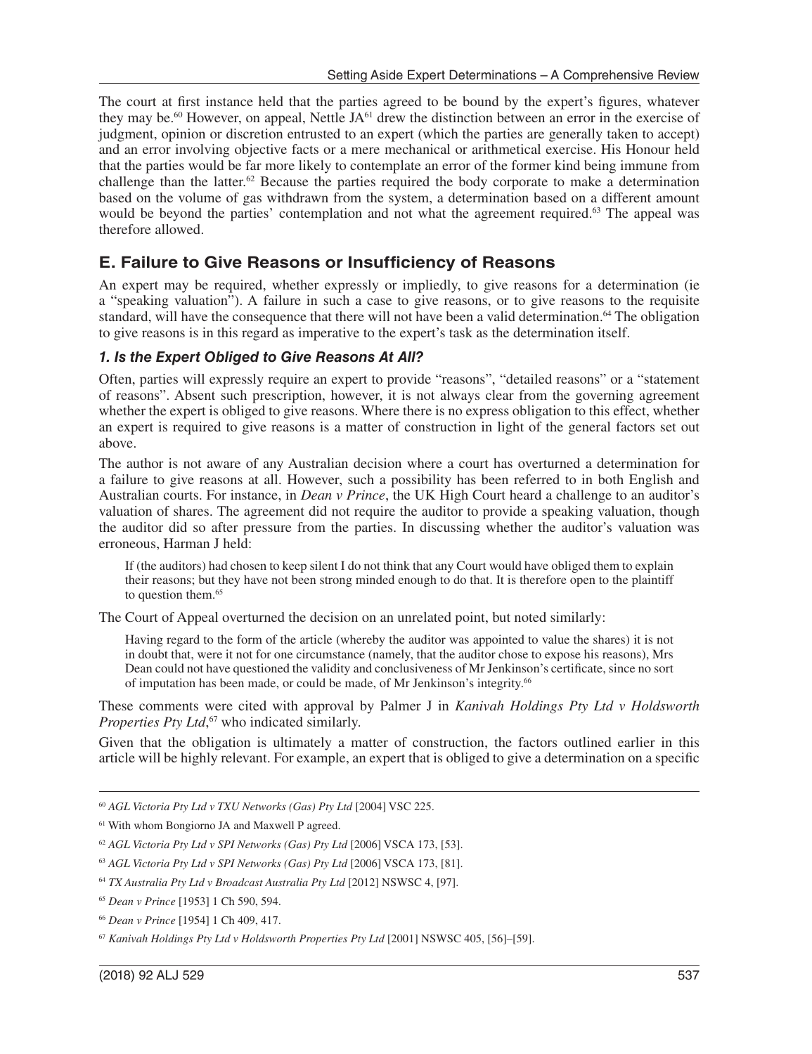The court at first instance held that the parties agreed to be bound by the expert's figures, whatever they may be.[60] However, on appeal, Nettle JA[61] drew the distinction between an error in the exercise of judgment, opinion or discretion entrusted to an expert (which the parties are generally taken to accept) and an error involving objective facts or a mere mechanical or arithmetical exercise. His Honour held that the parties would be far more likely to contemplate an error of the former kind being immune from challenge than the latter.[62] Because the parties required the body corporate to make a determination based on the volume of gas withdrawn from the system, a determination based on a different amount would be beyond the parties' contemplation and not what the agreement required.[63] The appeal was therefore allowed.

## E. Failure to Give Reasons or Insufficiency of Reasons

An expert may be required, whether expressly or impliedly, to give reasons for a determination (ie a "speaking valuation"). A failure in such a case to give reasons, or to give reasons to the requisite standard, will have the consequence that there will not have been a valid determination.[64] The obligation to give reasons is in this regard as imperative to the expert's task as the determination itself.

### *1. Is the Expert Obliged to Give Reasons At All?*

Often, parties will expressly require an expert to provide "reasons", "detailed reasons" or a "statement of reasons". Absent such prescription, however, it is not always clear from the governing agreement whether the expert is obliged to give reasons. Where there is no express obligation to this effect, whether an expert is required to give reasons is a matter of construction in light of the general factors set out above.

The author is not aware of any Australian decision where a court has overturned a determination for a failure to give reasons at all. However, such a possibility has been referred to in both English and Australian courts. For instance, in *Dean v Prince*, the UK High Court heard a challenge to an auditor's valuation of shares. The agreement did not require the auditor to provide a speaking valuation, though the auditor did so after pressure from the parties. In discussing whether the auditor's valuation was erroneous, Harman J held:

> If (the auditors) had chosen to keep silent I do not think that any Court would have obliged them to explain their reasons; but they have not been strong minded enough to do that. It is therefore open to the plaintiff to question them.[65]

The Court of Appeal overturned the decision on an unrelated point, but noted similarly:

> Having regard to the form of the article (whereby the auditor was appointed to value the shares) it is not in doubt that, were it not for one circumstance (namely, that the auditor chose to expose his reasons), Mrs Dean could not have questioned the validity and conclusiveness of Mr Jenkinson's certificate, since no sort of imputation has been made, or could be made, of Mr Jenkinson's integrity.[66]

These comments were cited with approval by Palmer J in *Kanivah Holdings Pty Ltd v Holdsworth Properties Pty Ltd*,[67] who indicated similarly.

Given that the obligation is ultimately a matter of construction, the factors outlined earlier in this article will be highly relevant. For example, an expert that is obliged to give a determination on a specific

---

[60] *AGL Victoria Pty Ltd v TXU Networks (Gas) Pty Ltd* [2004] VSC 225.

[61] With whom Bongiorno JA and Maxwell P agreed.

[62] *AGL Victoria Pty Ltd v SPI Networks (Gas) Pty Ltd* [2006] VSCA 173, [53].

[63] *AGL Victoria Pty Ltd v SPI Networks (Gas) Pty Ltd* [2006] VSCA 173, [81].

[64] *TX Australia Pty Ltd v Broadcast Australia Pty Ltd* [2012] NSWSC 4, [97].

[65] *Dean v Prince* [1953] 1 Ch 590, 594.

[66] *Dean v Prince* [1954] 1 Ch 409, 417.

[67] *Kanivah Holdings Pty Ltd v Holdsworth Properties Pty Ltd* [2001] NSWSC 405, [56]–[59].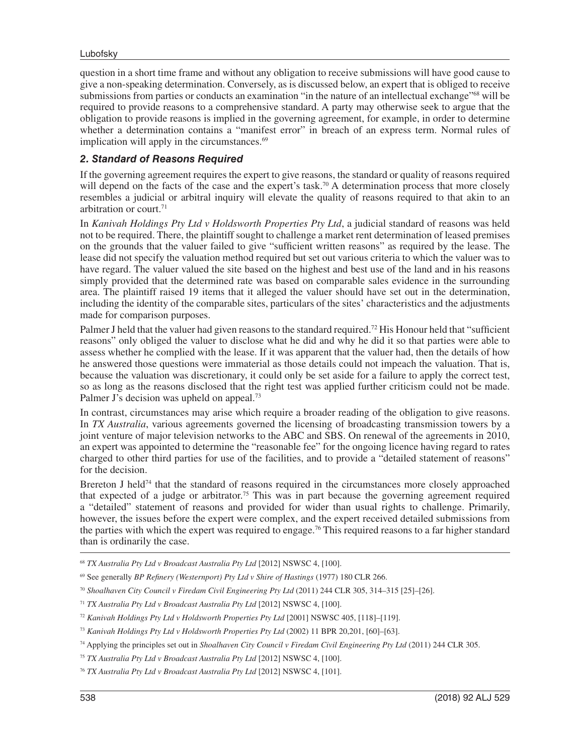question in a short time frame and without any obligation to receive submissions will have good cause to give a non-speaking determination. Conversely, as is discussed below, an expert that is obliged to receive submissions from parties or conducts an examination "in the nature of an intellectual exchange"[68] will be required to provide reasons to a comprehensive standard. A party may otherwise seek to argue that the obligation to provide reasons is implied in the governing agreement, for example, in order to determine whether a determination contains a "manifest error" in breach of an express term. Normal rules of implication will apply in the circumstances.[69]

### *2. Standard of Reasons Required*

If the governing agreement requires the expert to give reasons, the standard or quality of reasons required will depend on the facts of the case and the expert's task.[70] A determination process that more closely resembles a judicial or arbitral inquiry will elevate the quality of reasons required to that akin to an arbitration or court.[71]

In *Kanivah Holdings Pty Ltd v Holdsworth Properties Pty Ltd*, a judicial standard of reasons was held not to be required. There, the plaintiff sought to challenge a market rent determination of leased premises on the grounds that the valuer failed to give "sufficient written reasons" as required by the lease. The lease did not specify the valuation method required but set out various criteria to which the valuer was to have regard. The valuer valued the site based on the highest and best use of the land and in his reasons simply provided that the determined rate was based on comparable sales evidence in the surrounding area. The plaintiff raised 19 items that it alleged the valuer should have set out in the determination, including the identity of the comparable sites, particulars of the sites' characteristics and the adjustments made for comparison purposes.

Palmer J held that the valuer had given reasons to the standard required.[72] His Honour held that "sufficient reasons" only obliged the valuer to disclose what he did and why he did it so that parties were able to assess whether he complied with the lease. If it was apparent that the valuer had, then the details of how he answered those questions were immaterial as those details could not impeach the valuation. That is, because the valuation was discretionary, it could only be set aside for a failure to apply the correct test, so as long as the reasons disclosed that the right test was applied further criticism could not be made. Palmer J's decision was upheld on appeal.[73]

In contrast, circumstances may arise which require a broader reading of the obligation to give reasons. In *TX Australia*, various agreements governed the licensing of broadcasting transmission towers by a joint venture of major television networks to the ABC and SBS. On renewal of the agreements in 2010, an expert was appointed to determine the "reasonable fee" for the ongoing licence having regard to rates charged to other third parties for use of the facilities, and to provide a "detailed statement of reasons" for the decision.

Brereton J held[74] that the standard of reasons required in the circumstances more closely approached that expected of a judge or arbitrator.[75] This was in part because the governing agreement required a "detailed" statement of reasons and provided for wider than usual rights to challenge. Primarily, however, the issues before the expert were complex, and the expert received detailed submissions from the parties with which the expert was required to engage.[76] This required reasons to a far higher standard than is ordinarily the case.

---

[68] *TX Australia Pty Ltd v Broadcast Australia Pty Ltd* [2012] NSWSC 4, [100].

[69] See generally *BP Refinery (Westernport) Pty Ltd v Shire of Hastings* (1977) 180 CLR 266.

[70] *Shoalhaven City Council v Firedam Civil Engineering Pty Ltd* (2011) 244 CLR 305, 314–315 [25]–[26].

[71] *TX Australia Pty Ltd v Broadcast Australia Pty Ltd* [2012] NSWSC 4, [100].

[72] *Kanivah Holdings Pty Ltd v Holdsworth Properties Pty Ltd* [2001] NSWSC 405, [118]–[119].

[73] *Kanivah Holdings Pty Ltd v Holdsworth Properties Pty Ltd* (2002) 11 BPR 20,201, [60]–[63].

[74] Applying the principles set out in *Shoalhaven City Council v Firedam Civil Engineering Pty Ltd* (2011) 244 CLR 305.

[75] *TX Australia Pty Ltd v Broadcast Australia Pty Ltd* [2012] NSWSC 4, [100].

[76] *TX Australia Pty Ltd v Broadcast Australia Pty Ltd* [2012] NSWSC 4, [101].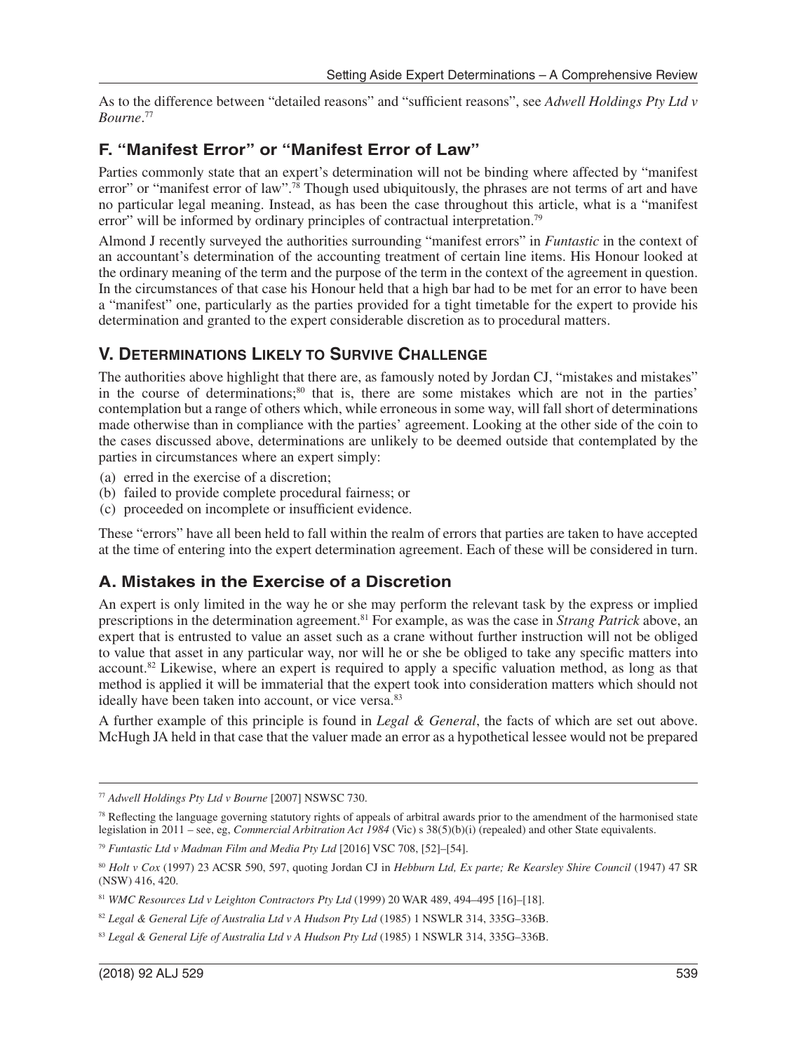As to the difference between "detailed reasons" and "sufficient reasons", see *Adwell Holdings Pty Ltd v Bourne*.[77]

### F. "Manifest Error" or "Manifest Error of Law"

Parties commonly state that an expert's determination will not be binding where affected by "manifest error" or "manifest error of law".[78] Though used ubiquitously, the phrases are not terms of art and have no particular legal meaning. Instead, as has been the case throughout this article, what is a "manifest error" will be informed by ordinary principles of contractual interpretation.[79]

Almond J recently surveyed the authorities surrounding "manifest errors" in *Funtastic* in the context of an accountant's determination of the accounting treatment of certain line items. His Honour looked at the ordinary meaning of the term and the purpose of the term in the context of the agreement in question. In the circumstances of that case his Honour held that a high bar had to be met for an error to have been a "manifest" one, particularly as the parties provided for a tight timetable for the expert to provide his determination and granted to the expert considerable discretion as to procedural matters.

## V. Determinations Likely to Survive Challenge

The authorities above highlight that there are, as famously noted by Jordan CJ, "mistakes and mistakes" in the course of determinations;[80] that is, there are some mistakes which are not in the parties' contemplation but a range of others which, while erroneous in some way, will fall short of determinations made otherwise than in compliance with the parties' agreement. Looking at the other side of the coin to the cases discussed above, determinations are unlikely to be deemed outside that contemplated by the parties in circumstances where an expert simply:

(a) erred in the exercise of a discretion;
(b) failed to provide complete procedural fairness; or
(c) proceeded on incomplete or insufficient evidence.

These "errors" have all been held to fall within the realm of errors that parties are taken to have accepted at the time of entering into the expert determination agreement. Each of these will be considered in turn.

### A. Mistakes in the Exercise of a Discretion

An expert is only limited in the way he or she may perform the relevant task by the express or implied prescriptions in the determination agreement.[81] For example, as was the case in *Strang Patrick* above, an expert that is entrusted to value an asset such as a crane without further instruction will not be obliged to value that asset in any particular way, nor will he or she be obliged to take any specific matters into account.[82] Likewise, where an expert is required to apply a specific valuation method, as long as that method is applied it will be immaterial that the expert took into consideration matters which should not ideally have been taken into account, or vice versa.[83]

A further example of this principle is found in *Legal & General*, the facts of which are set out above. McHugh JA held in that case that the valuer made an error as a hypothetical lessee would not be prepared

---

[77] *Adwell Holdings Pty Ltd v Bourne* [2007] NSWSC 730.

[78] Reflecting the language governing statutory rights of appeals of arbitral awards prior to the amendment of the harmonised state legislation in 2011 – see, eg, *Commercial Arbitration Act 1984* (Vic) s 38(5)(b)(i) (repealed) and other State equivalents.

[79] *Funtastic Ltd v Madman Film and Media Pty Ltd* [2016] VSC 708, [52]–[54].

[80] *Holt v Cox* (1997) 23 ACSR 590, 597, quoting Jordan CJ in *Hebburn Ltd, Ex parte; Re Kearsley Shire Council* (1947) 47 SR (NSW) 416, 420.

[81] *WMC Resources Ltd v Leighton Contractors Pty Ltd* (1999) 20 WAR 489, 494–495 [16]–[18].

[82] *Legal & General Life of Australia Ltd v A Hudson Pty Ltd* (1985) 1 NSWLR 314, 335G–336B.

[83] *Legal & General Life of Australia Ltd v A Hudson Pty Ltd* (1985) 1 NSWLR 314, 335G–336B.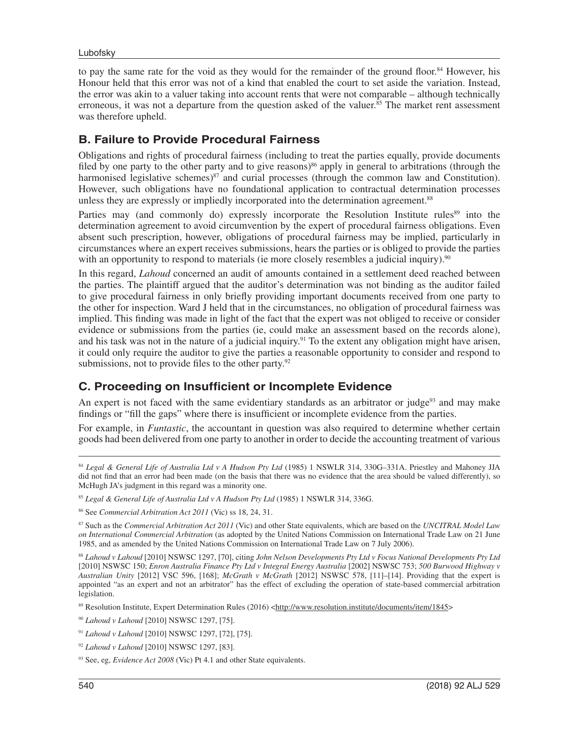to pay the same rate for the void as they would for the remainder of the ground floor.[84] However, his Honour held that this error was not of a kind that enabled the court to set aside the variation. Instead, the error was akin to a valuer taking into account rents that were not comparable – although technically erroneous, it was not a departure from the question asked of the valuer.[85] The market rent assessment was therefore upheld.

## B. Failure to Provide Procedural Fairness

Obligations and rights of procedural fairness (including to treat the parties equally, provide documents filed by one party to the other party and to give reasons)[86] apply in general to arbitrations (through the harmonised legislative schemes)[87] and curial processes (through the common law and Constitution). However, such obligations have no foundational application to contractual determination processes unless they are expressly or impliedly incorporated into the determination agreement.[88]

Parties may (and commonly do) expressly incorporate the Resolution Institute rules[89] into the determination agreement to avoid circumvention by the expert of procedural fairness obligations. Even absent such prescription, however, obligations of procedural fairness may be implied, particularly in circumstances where an expert receives submissions, hears the parties or is obliged to provide the parties with an opportunity to respond to materials (ie more closely resembles a judicial inquiry).[90]

In this regard, *Lahoud* concerned an audit of amounts contained in a settlement deed reached between the parties. The plaintiff argued that the auditor's determination was not binding as the auditor failed to give procedural fairness in only briefly providing important documents received from one party to the other for inspection. Ward J held that in the circumstances, no obligation of procedural fairness was implied. This finding was made in light of the fact that the expert was not obliged to receive or consider evidence or submissions from the parties (ie, could make an assessment based on the records alone), and his task was not in the nature of a judicial inquiry.[91] To the extent any obligation might have arisen, it could only require the auditor to give the parties a reasonable opportunity to consider and respond to submissions, not to provide files to the other party.[92]

## C. Proceeding on Insufficient or Incomplete Evidence

An expert is not faced with the same evidentiary standards as an arbitrator or judge[93] and may make findings or "fill the gaps" where there is insufficient or incomplete evidence from the parties.

For example, in *Funtastic*, the accountant in question was also required to determine whether certain goods had been delivered from one party to another in order to decide the accounting treatment of various

---

[84] *Legal & General Life of Australia Ltd v A Hudson Pty Ltd* (1985) 1 NSWLR 314, 330G–331A. Priestley and Mahoney JJA did not find that an error had been made (on the basis that there was no evidence that the area should be valued differently), so McHugh JA's judgment in this regard was a minority one.

[85] *Legal & General Life of Australia Ltd v A Hudson Pty Ltd* (1985) 1 NSWLR 314, 336G.

[86] See *Commercial Arbitration Act 2011* (Vic) ss 18, 24, 31.

[87] Such as the *Commercial Arbitration Act 2011* (Vic) and other State equivalents, which are based on the *UNCITRAL Model Law on International Commercial Arbitration* (as adopted by the United Nations Commission on International Trade Law on 21 June 1985, and as amended by the United Nations Commission on International Trade Law on 7 July 2006).

[88] *Lahoud v Lahoud* [2010] NSWSC 1297, [70], citing *John Nelson Developments Pty Ltd v Focus National Developments Pty Ltd* [2010] NSWSC 150; *Enron Australia Finance Pty Ltd v Integral Energy Australia* [2002] NSWSC 753; *500 Burwood Highway v Australian Unity* [2012] VSC 596, [168]; *McGrath v McGrath* [2012] NSWSC 578, [11]–[14]. Providing that the expert is appointed "as an expert and not an arbitrator" has the effect of excluding the operation of state-based commercial arbitration legislation.

[89] Resolution Institute, Expert Determination Rules (2016) <http://www.resolution.institute/documents/item/1845>

[90] *Lahoud v Lahoud* [2010] NSWSC 1297, [75].

[91] *Lahoud v Lahoud* [2010] NSWSC 1297, [72], [75].

[92] *Lahoud v Lahoud* [2010] NSWSC 1297, [83].

[93] See, eg, *Evidence Act 2008* (Vic) Pt 4.1 and other State equivalents.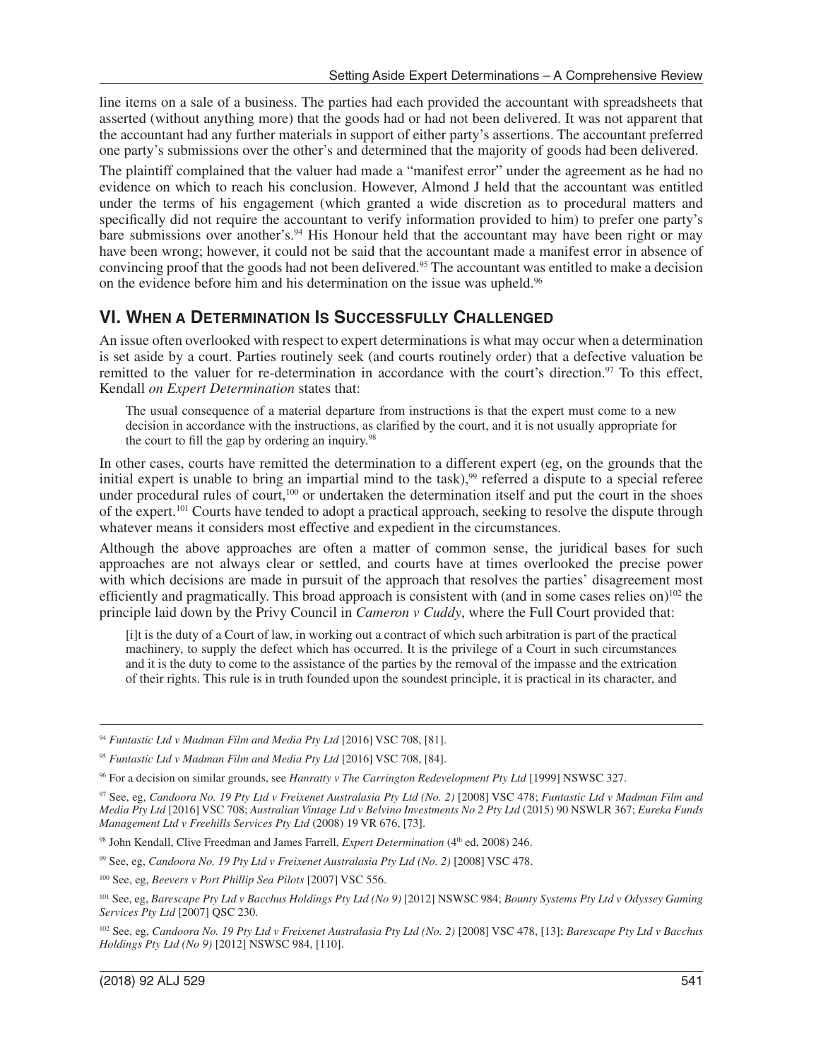line items on a sale of a business. The parties had each provided the accountant with spreadsheets that asserted (without anything more) that the goods had or had not been delivered. It was not apparent that the accountant had any further materials in support of either party's assertions. The accountant preferred one party's submissions over the other's and determined that the majority of goods had been delivered.

The plaintiff complained that the valuer had made a "manifest error" under the agreement as he had no evidence on which to reach his conclusion. However, Almond J held that the accountant was entitled under the terms of his engagement (which granted a wide discretion as to procedural matters and specifically did not require the accountant to verify information provided to him) to prefer one party's bare submissions over another's.[94] His Honour held that the accountant may have been right or may have been wrong; however, it could not be said that the accountant made a manifest error in absence of convincing proof that the goods had not been delivered.[95] The accountant was entitled to make a decision on the evidence before him and his determination on the issue was upheld.[96]

## VI. When a Determination Is Successfully Challenged

An issue often overlooked with respect to expert determinations is what may occur when a determination is set aside by a court. Parties routinely seek (and courts routinely order) that a defective valuation be remitted to the valuer for re-determination in accordance with the court's direction.[97] To this effect, Kendall *on Expert Determination* states that:

> The usual consequence of a material departure from instructions is that the expert must come to a new decision in accordance with the instructions, as clarified by the court, and it is not usually appropriate for the court to fill the gap by ordering an inquiry.[98]

In other cases, courts have remitted the determination to a different expert (eg, on the grounds that the initial expert is unable to bring an impartial mind to the task),[99] referred a dispute to a special referee under procedural rules of court,[100] or undertaken the determination itself and put the court in the shoes of the expert.[101] Courts have tended to adopt a practical approach, seeking to resolve the dispute through whatever means it considers most effective and expedient in the circumstances.

Although the above approaches are often a matter of common sense, the juridical bases for such approaches are not always clear or settled, and courts have at times overlooked the precise power with which decisions are made in pursuit of the approach that resolves the parties' disagreement most efficiently and pragmatically. This broad approach is consistent with (and in some cases relies on)[102] the principle laid down by the Privy Council in *Cameron v Cuddy*, where the Full Court provided that:

> [i]t is the duty of a Court of law, in working out a contract of which such arbitration is part of the practical machinery, to supply the defect which has occurred. It is the privilege of a Court in such circumstances and it is the duty to come to the assistance of the parties by the removal of the impasse and the extrication of their rights. This rule is in truth founded upon the soundest principle, it is practical in its character, and

---

[94] *Funtastic Ltd v Madman Film and Media Pty Ltd* [2016] VSC 708, [81].

[95] *Funtastic Ltd v Madman Film and Media Pty Ltd* [2016] VSC 708, [84].

[96] For a decision on similar grounds, see *Hanratty v The Carrington Redevelopment Pty Ltd* [1999] NSWSC 327.

[97] See, eg, *Candoora No. 19 Pty Ltd v Freixenet Australasia Pty Ltd (No. 2)* [2008] VSC 478; *Funtastic Ltd v Madman Film and Media Pty Ltd* [2016] VSC 708; *Australian Vintage Ltd v Belvino Investments No 2 Pty Ltd* (2015) 90 NSWLR 367; *Eureka Funds Management Ltd v Freehills Services Pty Ltd* (2008) 19 VR 676, [73].

[98] John Kendall, Clive Freedman and James Farrell, *Expert Determination* (4th ed, 2008) 246.

[99] See, eg, *Candoora No. 19 Pty Ltd v Freixenet Australasia Pty Ltd (No. 2)* [2008] VSC 478.

[100] See, eg, *Beevers v Port Phillip Sea Pilots* [2007] VSC 556.

[101] See, eg, *Barescape Pty Ltd v Bacchus Holdings Pty Ltd (No 9)* [2012] NSWSC 984; *Bounty Systems Pty Ltd v Odyssey Gaming Services Pty Ltd* [2007] QSC 230.

[102] See, eg, *Candoora No. 19 Pty Ltd v Freixenet Australasia Pty Ltd (No. 2)* [2008] VSC 478, [13]; *Barescape Pty Ltd v Bacchus Holdings Pty Ltd (No 9)* [2012] NSWSC 984, [110].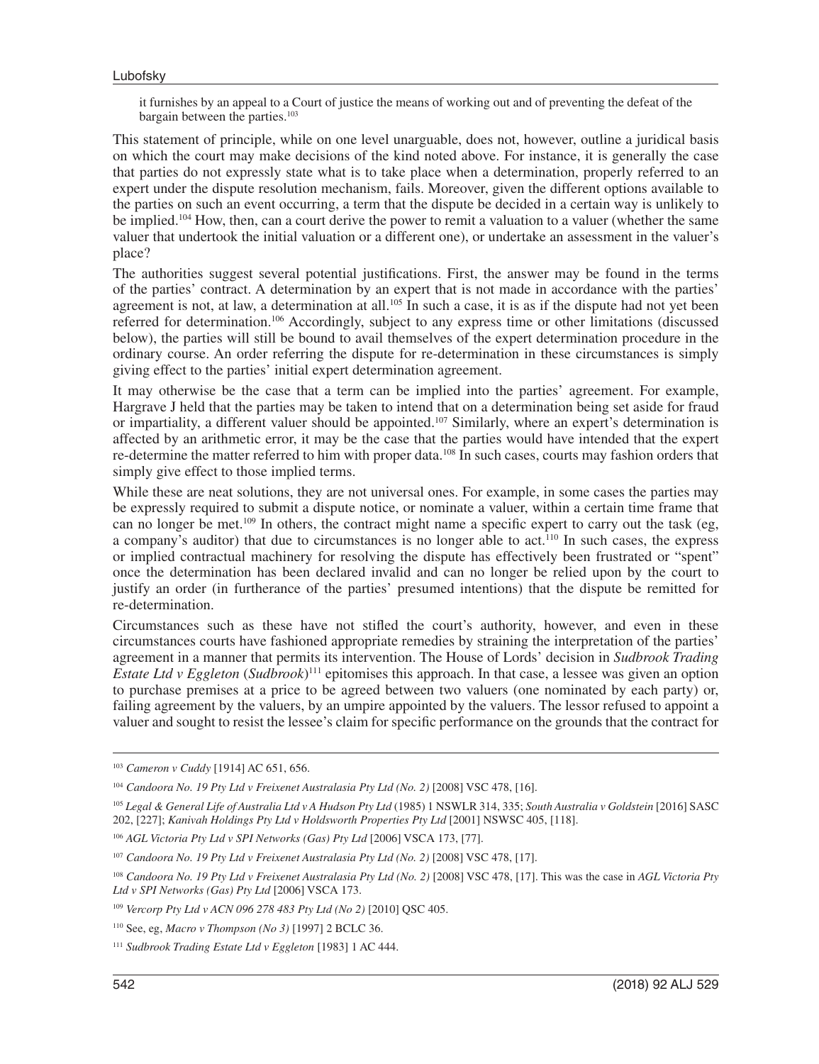> it furnishes by an appeal to a Court of justice the means of working out and of preventing the defeat of the bargain between the parties.[103]

This statement of principle, while on one level unarguable, does not, however, outline a juridical basis on which the court may make decisions of the kind noted above. For instance, it is generally the case that parties do not expressly state what is to take place when a determination, properly referred to an expert under the dispute resolution mechanism, fails. Moreover, given the different options available to the parties on such an event occurring, a term that the dispute be decided in a certain way is unlikely to be implied.[104] How, then, can a court derive the power to remit a valuation to a valuer (whether the same valuer that undertook the initial valuation or a different one), or undertake an assessment in the valuer's place?

The authorities suggest several potential justifications. First, the answer may be found in the terms of the parties' contract. A determination by an expert that is not made in accordance with the parties' agreement is not, at law, a determination at all.[105] In such a case, it is as if the dispute had not yet been referred for determination.[106] Accordingly, subject to any express time or other limitations (discussed below), the parties will still be bound to avail themselves of the expert determination procedure in the ordinary course. An order referring the dispute for re-determination in these circumstances is simply giving effect to the parties' initial expert determination agreement.

It may otherwise be the case that a term can be implied into the parties' agreement. For example, Hargrave J held that the parties may be taken to intend that on a determination being set aside for fraud or impartiality, a different valuer should be appointed.[107] Similarly, where an expert's determination is affected by an arithmetic error, it may be the case that the parties would have intended that the expert re-determine the matter referred to him with proper data.[108] In such cases, courts may fashion orders that simply give effect to those implied terms.

While these are neat solutions, they are not universal ones. For example, in some cases the parties may be expressly required to submit a dispute notice, or nominate a valuer, within a certain time frame that can no longer be met.[109] In others, the contract might name a specific expert to carry out the task (eg, a company's auditor) that due to circumstances is no longer able to act.[110] In such cases, the express or implied contractual machinery for resolving the dispute has effectively been frustrated or "spent" once the determination has been declared invalid and can no longer be relied upon by the court to justify an order (in furtherance of the parties' presumed intentions) that the dispute be remitted for re-determination.

Circumstances such as these have not stifled the court's authority, however, and even in these circumstances courts have fashioned appropriate remedies by straining the interpretation of the parties' agreement in a manner that permits its intervention. The House of Lords' decision in *Sudbrook Trading Estate Ltd v Eggleton* (*Sudbrook*)[111] epitomises this approach. In that case, a lessee was given an option to purchase premises at a price to be agreed between two valuers (one nominated by each party) or, failing agreement by the valuers, by an umpire appointed by the valuers. The lessor refused to appoint a valuer and sought to resist the lessee's claim for specific performance on the grounds that the contract for

---

[103] *Cameron v Cuddy* [1914] AC 651, 656.

[104] *Candoora No. 19 Pty Ltd v Freixenet Australasia Pty Ltd (No. 2)* [2008] VSC 478, [16].

[105] *Legal & General Life of Australia Ltd v A Hudson Pty Ltd* (1985) 1 NSWLR 314, 335; *South Australia v Goldstein* [2016] SASC 202, [227]; *Kanivah Holdings Pty Ltd v Holdsworth Properties Pty Ltd* [2001] NSWSC 405, [118].

[106] *AGL Victoria Pty Ltd v SPI Networks (Gas) Pty Ltd* [2006] VSCA 173, [77].

[107] *Candoora No. 19 Pty Ltd v Freixenet Australasia Pty Ltd (No. 2)* [2008] VSC 478, [17].

[108] *Candoora No. 19 Pty Ltd v Freixenet Australasia Pty Ltd (No. 2)* [2008] VSC 478, [17]. This was the case in *AGL Victoria Pty Ltd v SPI Networks (Gas) Pty Ltd* [2006] VSCA 173.

[109] *Vercorp Pty Ltd v ACN 096 278 483 Pty Ltd (No 2)* [2010] QSC 405.

[110] See, eg, *Macro v Thompson (No 3)* [1997] 2 BCLC 36.

[111] *Sudbrook Trading Estate Ltd v Eggleton* [1983] 1 AC 444.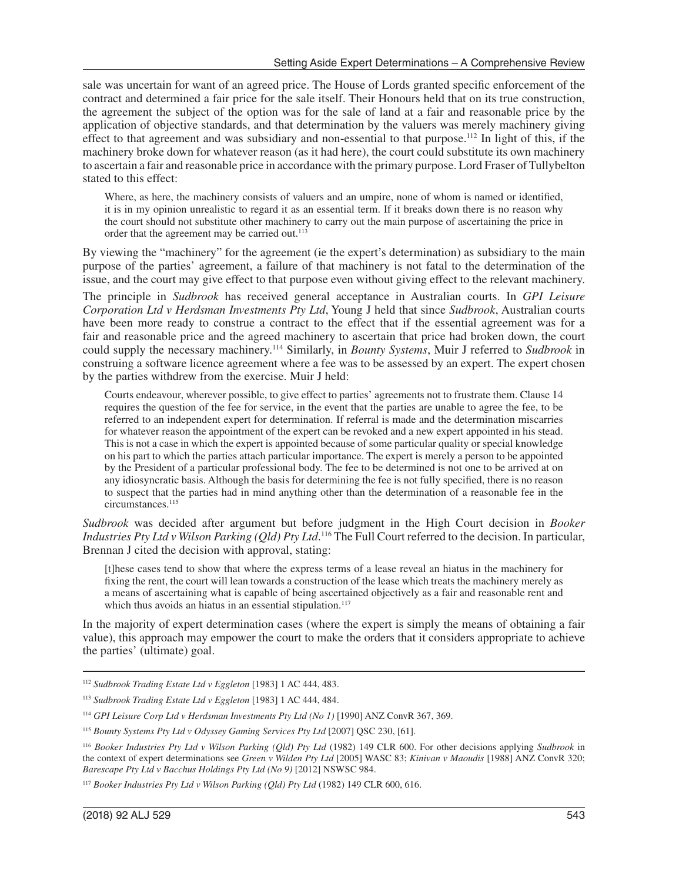sale was uncertain for want of an agreed price. The House of Lords granted specific enforcement of the contract and determined a fair price for the sale itself. Their Honours held that on its true construction, the agreement the subject of the option was for the sale of land at a fair and reasonable price by the application of objective standards, and that determination by the valuers was merely machinery giving effect to that agreement and was subsidiary and non-essential to that purpose.[112] In light of this, if the machinery broke down for whatever reason (as it had here), the court could substitute its own machinery to ascertain a fair and reasonable price in accordance with the primary purpose. Lord Fraser of Tullybelton stated to this effect:

> Where, as here, the machinery consists of valuers and an umpire, none of whom is named or identified, it is in my opinion unrealistic to regard it as an essential term. If it breaks down there is no reason why the court should not substitute other machinery to carry out the main purpose of ascertaining the price in order that the agreement may be carried out.[113]

By viewing the "machinery" for the agreement (ie the expert's determination) as subsidiary to the main purpose of the parties' agreement, a failure of that machinery is not fatal to the determination of the issue, and the court may give effect to that purpose even without giving effect to the relevant machinery.

The principle in *Sudbrook* has received general acceptance in Australian courts. In *GPI Leisure Corporation Ltd v Herdsman Investments Pty Ltd*, Young J held that since *Sudbrook*, Australian courts have been more ready to construe a contract to the effect that if the essential agreement was for a fair and reasonable price and the agreed machinery to ascertain that price had broken down, the court could supply the necessary machinery.[114] Similarly, in *Bounty Systems*, Muir J referred to *Sudbrook* in construing a software licence agreement where a fee was to be assessed by an expert. The expert chosen by the parties withdrew from the exercise. Muir J held:

> Courts endeavour, wherever possible, to give effect to parties' agreements not to frustrate them. Clause 14 requires the question of the fee for service, in the event that the parties are unable to agree the fee, to be referred to an independent expert for determination. If referral is made and the determination miscarries for whatever reason the appointment of the expert can be revoked and a new expert appointed in his stead. This is not a case in which the expert is appointed because of some particular quality or special knowledge on his part to which the parties attach particular importance. The expert is merely a person to be appointed by the President of a particular professional body. The fee to be determined is not one to be arrived at on any idiosyncratic basis. Although the basis for determining the fee is not fully specified, there is no reason to suspect that the parties had in mind anything other than the determination of a reasonable fee in the circumstances.[115]

*Sudbrook* was decided after argument but before judgment in the High Court decision in *Booker Industries Pty Ltd v Wilson Parking (Qld) Pty Ltd*.[116] The Full Court referred to the decision. In particular, Brennan J cited the decision with approval, stating:

> [t]hese cases tend to show that where the express terms of a lease reveal an hiatus in the machinery for fixing the rent, the court will lean towards a construction of the lease which treats the machinery merely as a means of ascertaining what is capable of being ascertained objectively as a fair and reasonable rent and which thus avoids an hiatus in an essential stipulation.[117]

In the majority of expert determination cases (where the expert is simply the means of obtaining a fair value), this approach may empower the court to make the orders that it considers appropriate to achieve the parties' (ultimate) goal.

---

[112] *Sudbrook Trading Estate Ltd v Eggleton* [1983] 1 AC 444, 483.

[113] *Sudbrook Trading Estate Ltd v Eggleton* [1983] 1 AC 444, 484.

[114] *GPI Leisure Corp Ltd v Herdsman Investments Pty Ltd (No 1)* [1990] ANZ ConvR 367, 369.

[115] *Bounty Systems Pty Ltd v Odyssey Gaming Services Pty Ltd* [2007] QSC 230, [61].

[116] *Booker Industries Pty Ltd v Wilson Parking (Qld) Pty Ltd* (1982) 149 CLR 600. For other decisions applying *Sudbrook* in the context of expert determinations see *Green v Wilden Pty Ltd* [2005] WASC 83; *Kinivan v Maoudis* [1988] ANZ ConvR 320; *Barescape Pty Ltd v Bacchus Holdings Pty Ltd (No 9)* [2012] NSWSC 984.

[117] *Booker Industries Pty Ltd v Wilson Parking (Qld) Pty Ltd* (1982) 149 CLR 600, 616.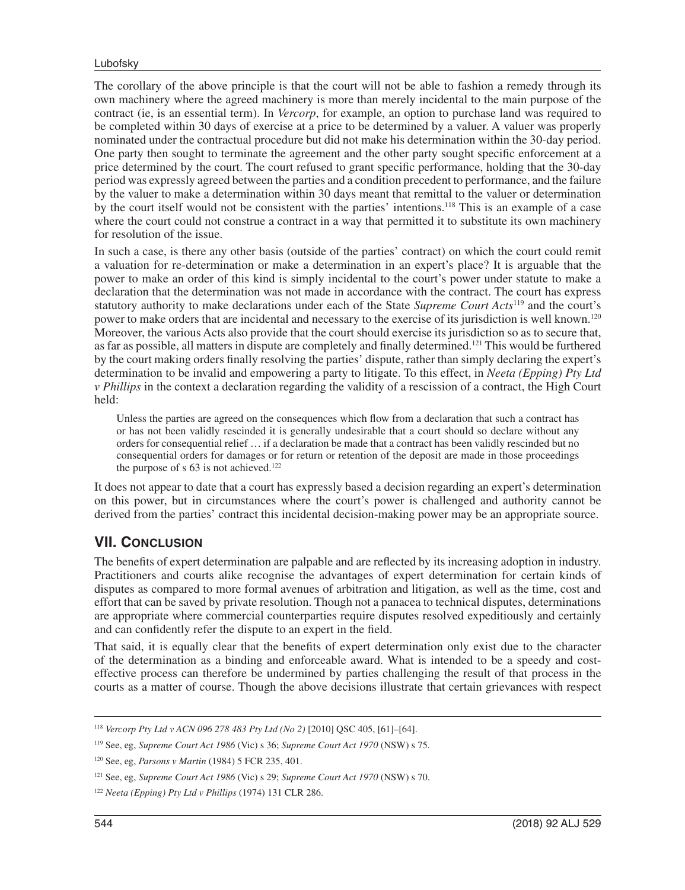The corollary of the above principle is that the court will not be able to fashion a remedy through its own machinery where the agreed machinery is more than merely incidental to the main purpose of the contract (ie, is an essential term). In *Vercorp*, for example, an option to purchase land was required to be completed within 30 days of exercise at a price to be determined by a valuer. A valuer was properly nominated under the contractual procedure but did not make his determination within the 30-day period. One party then sought to terminate the agreement and the other party sought specific enforcement at a price determined by the court. The court refused to grant specific performance, holding that the 30-day period was expressly agreed between the parties and a condition precedent to performance, and the failure by the valuer to make a determination within 30 days meant that remittal to the valuer or determination by the court itself would not be consistent with the parties' intentions.[118] This is an example of a case where the court could not construe a contract in a way that permitted it to substitute its own machinery for resolution of the issue.

In such a case, is there any other basis (outside of the parties' contract) on which the court could remit a valuation for re-determination or make a determination in an expert's place? It is arguable that the power to make an order of this kind is simply incidental to the court's power under statute to make a declaration that the determination was not made in accordance with the contract. The court has express statutory authority to make declarations under each of the State *Supreme Court Acts*[119] and the court's power to make orders that are incidental and necessary to the exercise of its jurisdiction is well known.[120] Moreover, the various Acts also provide that the court should exercise its jurisdiction so as to secure that, as far as possible, all matters in dispute are completely and finally determined.[121] This would be furthered by the court making orders finally resolving the parties' dispute, rather than simply declaring the expert's determination to be invalid and empowering a party to litigate. To this effect, in *Neeta (Epping) Pty Ltd v Phillips* in the context a declaration regarding the validity of a rescission of a contract, the High Court held:

> Unless the parties are agreed on the consequences which flow from a declaration that such a contract has or has not been validly rescinded it is generally undesirable that a court should so declare without any orders for consequential relief … if a declaration be made that a contract has been validly rescinded but no consequential orders for damages or for return or retention of the deposit are made in those proceedings the purpose of s 63 is not achieved.[122]

It does not appear to date that a court has expressly based a decision regarding an expert's determination on this power, but in circumstances where the court's power is challenged and authority cannot be derived from the parties' contract this incidental decision-making power may be an appropriate source.

## VII. Conclusion

The benefits of expert determination are palpable and are reflected by its increasing adoption in industry. Practitioners and courts alike recognise the advantages of expert determination for certain kinds of disputes as compared to more formal avenues of arbitration and litigation, as well as the time, cost and effort that can be saved by private resolution. Though not a panacea to technical disputes, determinations are appropriate where commercial counterparties require disputes resolved expeditiously and certainly and can confidently refer the dispute to an expert in the field.

That said, it is equally clear that the benefits of expert determination only exist due to the character of the determination as a binding and enforceable award. What is intended to be a speedy and cost-effective process can therefore be undermined by parties challenging the result of that process in the courts as a matter of course. Though the above decisions illustrate that certain grievances with respect

---

[118] *Vercorp Pty Ltd v ACN 096 278 483 Pty Ltd (No 2)* [2010] QSC 405, [61]–[64].

[119] See, eg, *Supreme Court Act 1986* (Vic) s 36; *Supreme Court Act 1970* (NSW) s 75.

[120] See, eg, *Parsons v Martin* (1984) 5 FCR 235, 401.

[121] See, eg, *Supreme Court Act 1986* (Vic) s 29; *Supreme Court Act 1970* (NSW) s 70.

[122] *Neeta (Epping) Pty Ltd v Phillips* (1974) 131 CLR 286.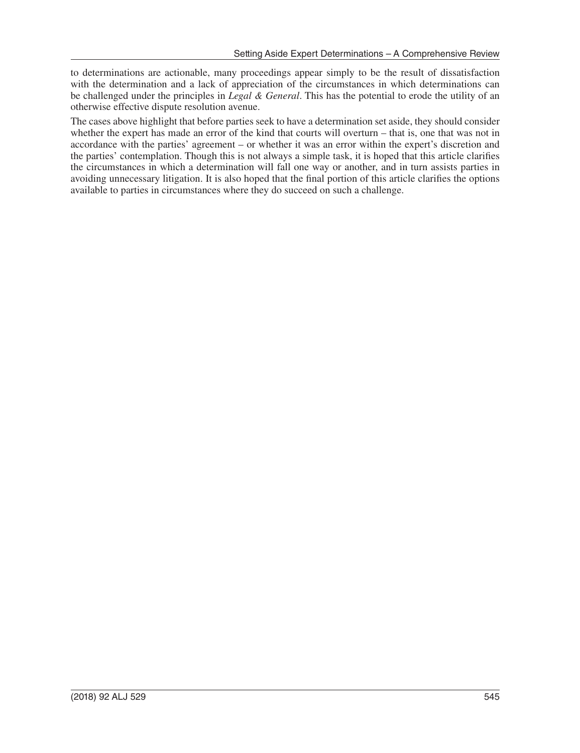to determinations are actionable, many proceedings appear simply to be the result of dissatisfaction with the determination and a lack of appreciation of the circumstances in which determinations can be challenged under the principles in *Legal & General*. This has the potential to erode the utility of an otherwise effective dispute resolution avenue.

The cases above highlight that before parties seek to have a determination set aside, they should consider whether the expert has made an error of the kind that courts will overturn – that is, one that was not in accordance with the parties' agreement – or whether it was an error within the expert's discretion and the parties' contemplation. Though this is not always a simple task, it is hoped that this article clarifies the circumstances in which a determination will fall one way or another, and in turn assists parties in avoiding unnecessary litigation. It is also hoped that the final portion of this article clarifies the options available to parties in circumstances where they do succeed on such a challenge.